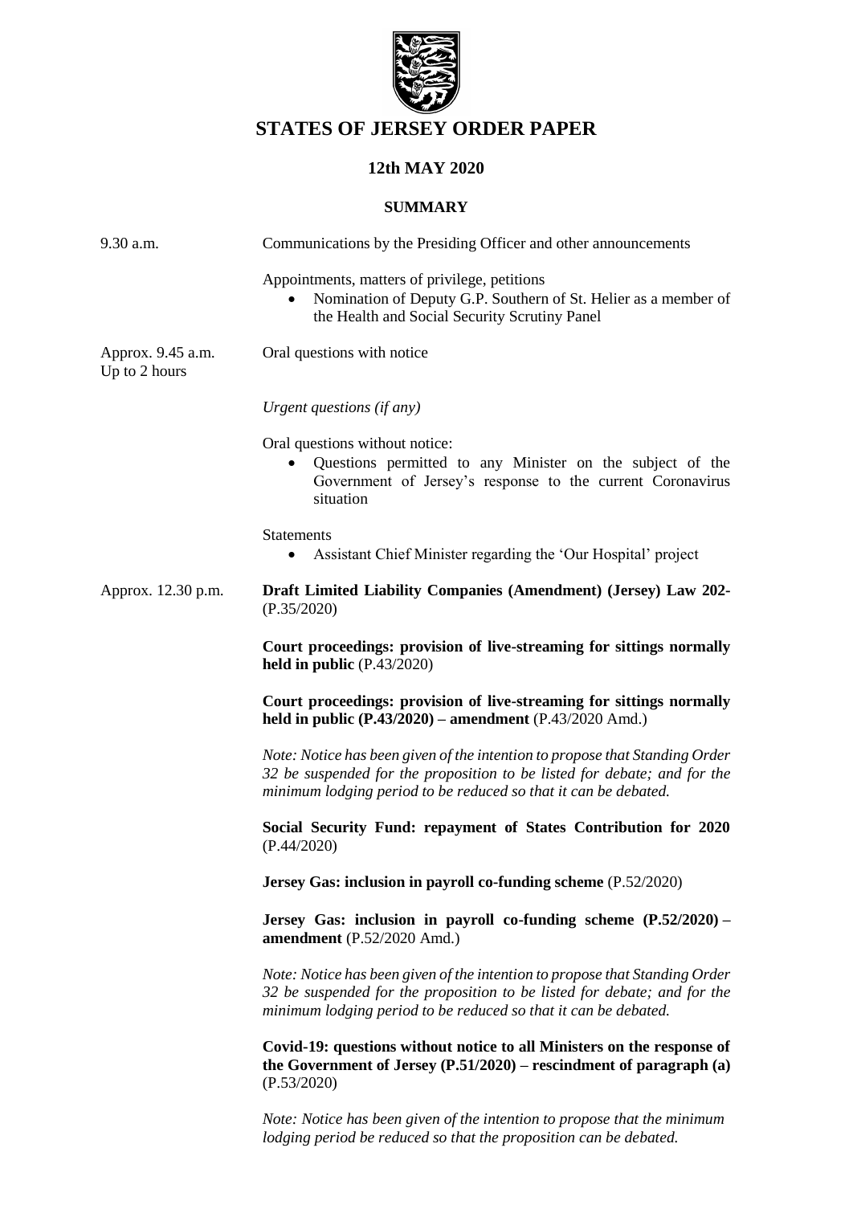# STATES OF JERSEY ORDER PAPER

## 12th MAY 2020

### SUMMARY

| | |
|---|---|
| 9.30 a.m. | Communications by the Presiding Officer and other announcements |
| | Appointments, matters of privilege, petitions<br>• Nomination of Deputy G.P. Southern of St. Helier as a member of the Health and Social Security Scrutiny Panel |
| Approx. 9.45 a.m.<br>Up to 2 hours | Oral questions with notice |
| | *Urgent questions (if any)* |
| | Oral questions without notice:<br>• Questions permitted to any Minister on the subject of the Government of Jersey's response to the current Coronavirus situation |
| | Statements<br>• Assistant Chief Minister regarding the 'Our Hospital' project |
| Approx. 12.30 p.m. | **Draft Limited Liability Companies (Amendment) (Jersey) Law 202-** (P.35/2020) |
| | **Court proceedings: provision of live-streaming for sittings normally held in public** (P.43/2020) |
| | **Court proceedings: provision of live-streaming for sittings normally held in public (P.43/2020) – amendment** (P.43/2020 Amd.) |
| | *Note: Notice has been given of the intention to propose that Standing Order 32 be suspended for the proposition to be listed for debate; and for the minimum lodging period to be reduced so that it can be debated.* |
| | **Social Security Fund: repayment of States Contribution for 2020** (P.44/2020) |
| | **Jersey Gas: inclusion in payroll co-funding scheme** (P.52/2020) |
| | **Jersey Gas: inclusion in payroll co-funding scheme (P.52/2020) – amendment** (P.52/2020 Amd.) |
| | *Note: Notice has been given of the intention to propose that Standing Order 32 be suspended for the proposition to be listed for debate; and for the minimum lodging period to be reduced so that it can be debated.* |
| | **Covid-19: questions without notice to all Ministers on the response of the Government of Jersey (P.51/2020) – rescindment of paragraph (a)** (P.53/2020) |
| | *Note: Notice has been given of the intention to propose that the minimum lodging period be reduced so that the proposition can be debated.* |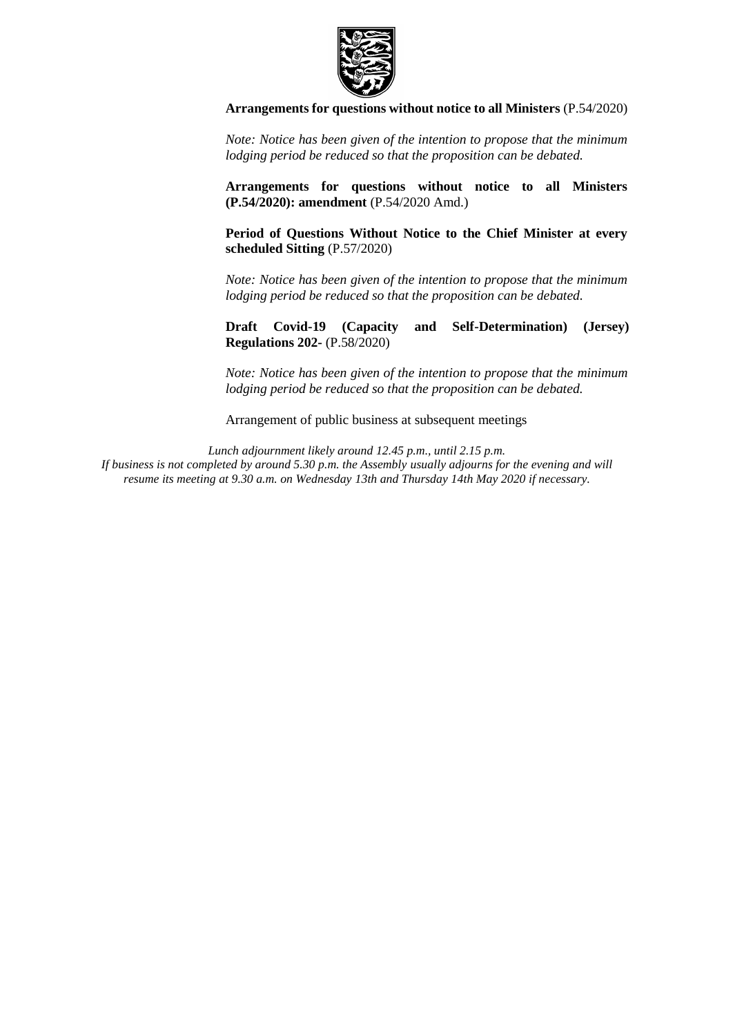**Arrangements for questions without notice to all Ministers** (P.54/2020)

*Note: Notice has been given of the intention to propose that the minimum lodging period be reduced so that the proposition can be debated.*

**Arrangements for questions without notice to all Ministers (P.54/2020): amendment** (P.54/2020 Amd.)

**Period of Questions Without Notice to the Chief Minister at every scheduled Sitting** (P.57/2020)

*Note: Notice has been given of the intention to propose that the minimum lodging period be reduced so that the proposition can be debated.*

**Draft Covid-19 (Capacity and Self-Determination) (Jersey) Regulations 202-** (P.58/2020)

*Note: Notice has been given of the intention to propose that the minimum lodging period be reduced so that the proposition can be debated.*

Arrangement of public business at subsequent meetings

*Lunch adjournment likely around 12.45 p.m., until 2.15 p.m.*
*If business is not completed by around 5.30 p.m. the Assembly usually adjourns for the evening and will resume its meeting at 9.30 a.m. on Wednesday 13th and Thursday 14th May 2020 if necessary.*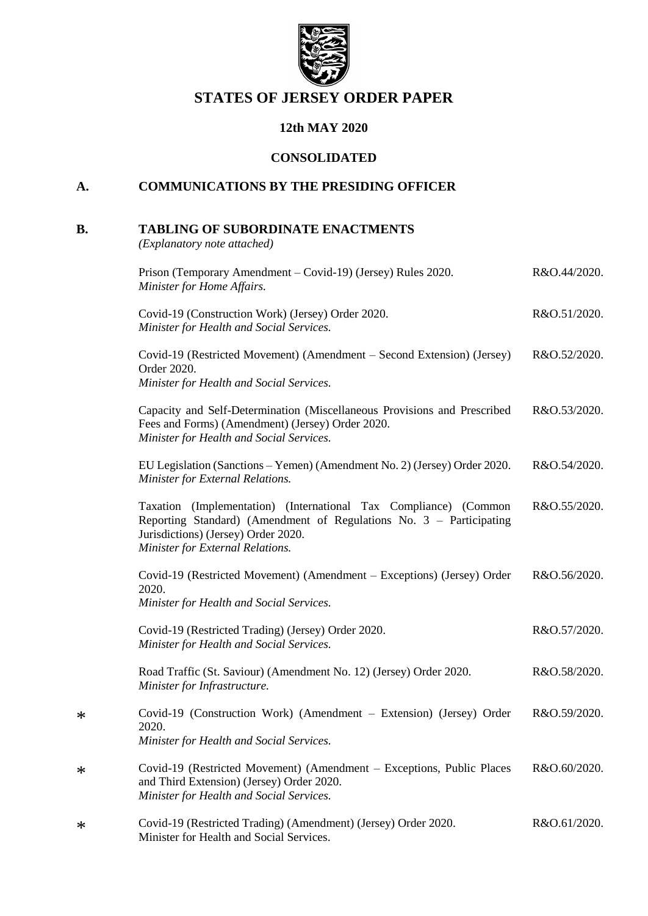# STATES OF JERSEY ORDER PAPER

## 12th MAY 2020

## CONSOLIDATED

## A. COMMUNICATIONS BY THE PRESIDING OFFICER

## B. TABLING OF SUBORDINATE ENACTMENTS

*(Explanatory note attached)*

| | | |
|---|---|---|
| | Prison (Temporary Amendment – Covid-19) (Jersey) Rules 2020.<br>*Minister for Home Affairs.* | R&O.44/2020. |
| | Covid-19 (Construction Work) (Jersey) Order 2020.<br>*Minister for Health and Social Services.* | R&O.51/2020. |
| | Covid-19 (Restricted Movement) (Amendment – Second Extension) (Jersey) Order 2020.<br>*Minister for Health and Social Services.* | R&O.52/2020. |
| | Capacity and Self-Determination (Miscellaneous Provisions and Prescribed Fees and Forms) (Amendment) (Jersey) Order 2020.<br>*Minister for Health and Social Services.* | R&O.53/2020. |
| | EU Legislation (Sanctions – Yemen) (Amendment No. 2) (Jersey) Order 2020.<br>*Minister for External Relations.* | R&O.54/2020. |
| | Taxation (Implementation) (International Tax Compliance) (Common Reporting Standard) (Amendment of Regulations No. 3 – Participating Jurisdictions) (Jersey) Order 2020.<br>*Minister for External Relations.* | R&O.55/2020. |
| | Covid-19 (Restricted Movement) (Amendment – Exceptions) (Jersey) Order 2020.<br>*Minister for Health and Social Services.* | R&O.56/2020. |
| | Covid-19 (Restricted Trading) (Jersey) Order 2020.<br>*Minister for Health and Social Services.* | R&O.57/2020. |
| | Road Traffic (St. Saviour) (Amendment No. 12) (Jersey) Order 2020.<br>*Minister for Infrastructure.* | R&O.58/2020. |
| * | Covid-19 (Construction Work) (Amendment – Extension) (Jersey) Order 2020.<br>*Minister for Health and Social Services.* | R&O.59/2020. |
| * | Covid-19 (Restricted Movement) (Amendment – Exceptions, Public Places and Third Extension) (Jersey) Order 2020.<br>*Minister for Health and Social Services.* | R&O.60/2020. |
| * | Covid-19 (Restricted Trading) (Amendment) (Jersey) Order 2020.<br>Minister for Health and Social Services. | R&O.61/2020. |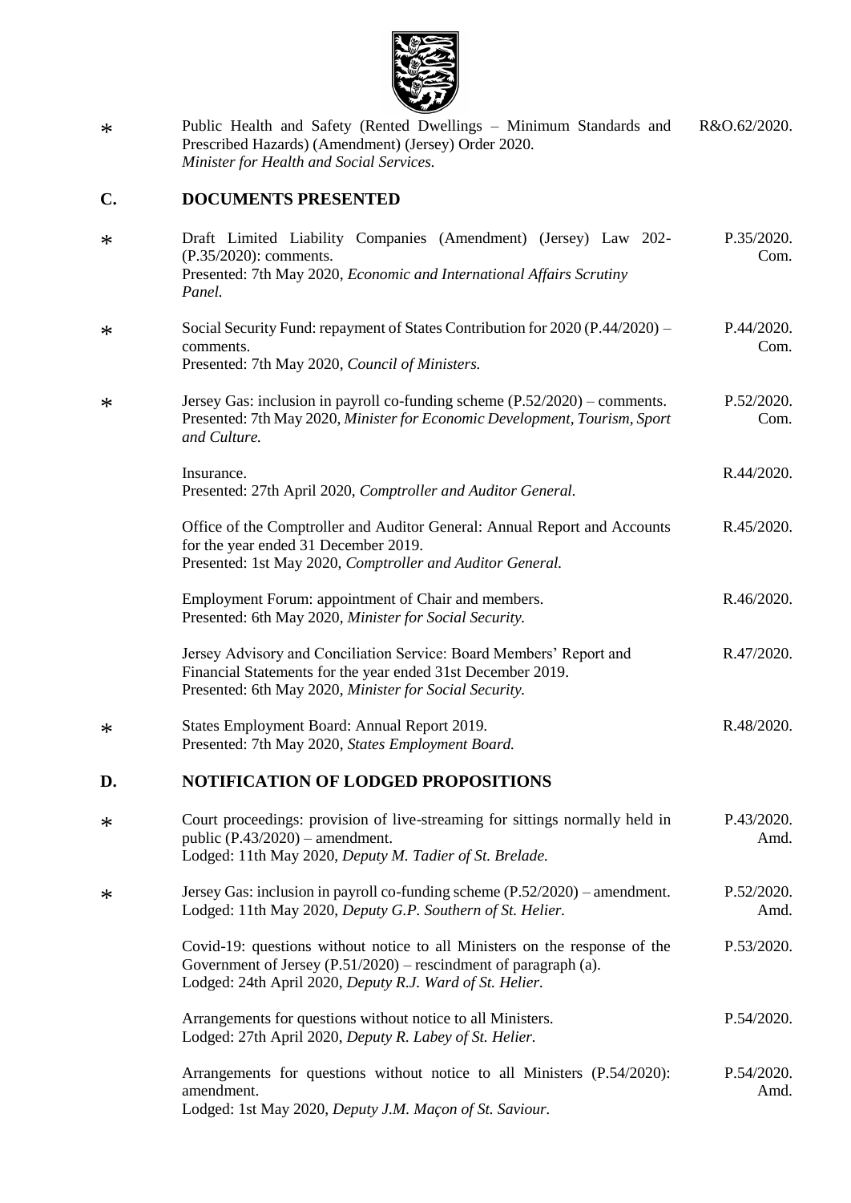| | | |
|---|---|---|
| * | Public Health and Safety (Rented Dwellings – Minimum Standards and Prescribed Hazards) (Amendment) (Jersey) Order 2020. *Minister for Health and Social Services.* | R&O.62/2020. |

## C. DOCUMENTS PRESENTED

| | | |
|---|---|---|
| * | Draft Limited Liability Companies (Amendment) (Jersey) Law 202- (P.35/2020): comments. Presented: 7th May 2020, *Economic and International Affairs Scrutiny Panel.* | P.35/2020. Com. |
| * | Social Security Fund: repayment of States Contribution for 2020 (P.44/2020) – comments. Presented: 7th May 2020, *Council of Ministers.* | P.44/2020. Com. |
| * | Jersey Gas: inclusion in payroll co-funding scheme (P.52/2020) – comments. Presented: 7th May 2020, *Minister for Economic Development, Tourism, Sport and Culture.* | P.52/2020. Com. |
| | Insurance. Presented: 27th April 2020, *Comptroller and Auditor General.* | R.44/2020. |
| | Office of the Comptroller and Auditor General: Annual Report and Accounts for the year ended 31 December 2019. Presented: 1st May 2020, *Comptroller and Auditor General.* | R.45/2020. |
| | Employment Forum: appointment of Chair and members. Presented: 6th May 2020, *Minister for Social Security.* | R.46/2020. |
| | Jersey Advisory and Conciliation Service: Board Members' Report and Financial Statements for the year ended 31st December 2019. Presented: 6th May 2020, *Minister for Social Security.* | R.47/2020. |
| * | States Employment Board: Annual Report 2019. Presented: 7th May 2020, *States Employment Board.* | R.48/2020. |

## D. NOTIFICATION OF LODGED PROPOSITIONS

| | | |
|---|---|---|
| * | Court proceedings: provision of live-streaming for sittings normally held in public (P.43/2020) – amendment. Lodged: 11th May 2020, *Deputy M. Tadier of St. Brelade.* | P.43/2020. Amd. |
| * | Jersey Gas: inclusion in payroll co-funding scheme (P.52/2020) – amendment. Lodged: 11th May 2020, *Deputy G.P. Southern of St. Helier.* | P.52/2020. Amd. |
| | Covid-19: questions without notice to all Ministers on the response of the Government of Jersey (P.51/2020) – rescindment of paragraph (a). Lodged: 24th April 2020, *Deputy R.J. Ward of St. Helier.* | P.53/2020. |
| | Arrangements for questions without notice to all Ministers. Lodged: 27th April 2020, *Deputy R. Labey of St. Helier.* | P.54/2020. |
| | Arrangements for questions without notice to all Ministers (P.54/2020): amendment. Lodged: 1st May 2020, *Deputy J.M. Maçon of St. Saviour.* | P.54/2020. Amd. |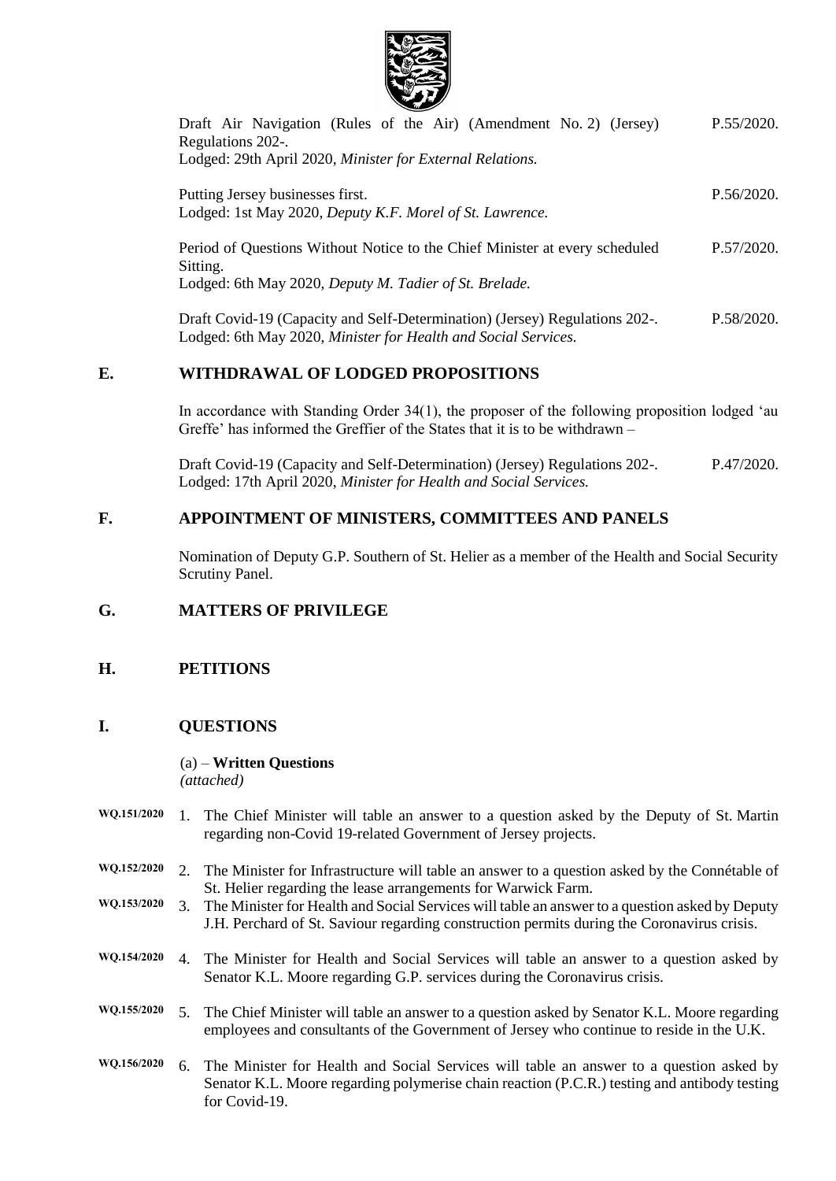Draft Air Navigation (Rules of the Air) (Amendment No. 2) (Jersey) Regulations 202-. P.55/2020.
Lodged: 29th April 2020, *Minister for External Relations.*

Putting Jersey businesses first. P.56/2020.
Lodged: 1st May 2020, *Deputy K.F. Morel of St. Lawrence.*

Period of Questions Without Notice to the Chief Minister at every scheduled Sitting. P.57/2020.
Lodged: 6th May 2020, *Deputy M. Tadier of St. Brelade.*

Draft Covid-19 (Capacity and Self-Determination) (Jersey) Regulations 202-. P.58/2020.
Lodged: 6th May 2020, *Minister for Health and Social Services.*

## E. WITHDRAWAL OF LODGED PROPOSITIONS

In accordance with Standing Order 34(1), the proposer of the following proposition lodged 'au Greffe' has informed the Greffier of the States that it is to be withdrawn –

Draft Covid-19 (Capacity and Self-Determination) (Jersey) Regulations 202-. P.47/2020.
Lodged: 17th April 2020, *Minister for Health and Social Services.*

## F. APPOINTMENT OF MINISTERS, COMMITTEES AND PANELS

Nomination of Deputy G.P. Southern of St. Helier as a member of the Health and Social Security Scrutiny Panel.

## G. MATTERS OF PRIVILEGE

## H. PETITIONS

## I. QUESTIONS

(a) – **Written Questions**
*(attached)*

**WQ.151/2020** 1. The Chief Minister will table an answer to a question asked by the Deputy of St. Martin regarding non-Covid 19-related Government of Jersey projects.

**WQ.152/2020** 2. The Minister for Infrastructure will table an answer to a question asked by the Connétable of St. Helier regarding the lease arrangements for Warwick Farm.

**WQ.153/2020** 3. The Minister for Health and Social Services will table an answer to a question asked by Deputy J.H. Perchard of St. Saviour regarding construction permits during the Coronavirus crisis.

**WQ.154/2020** 4. The Minister for Health and Social Services will table an answer to a question asked by Senator K.L. Moore regarding G.P. services during the Coronavirus crisis.

**WQ.155/2020** 5. The Chief Minister will table an answer to a question asked by Senator K.L. Moore regarding employees and consultants of the Government of Jersey who continue to reside in the U.K.

**WQ.156/2020** 6. The Minister for Health and Social Services will table an answer to a question asked by Senator K.L. Moore regarding polymerise chain reaction (P.C.R.) testing and antibody testing for Covid-19.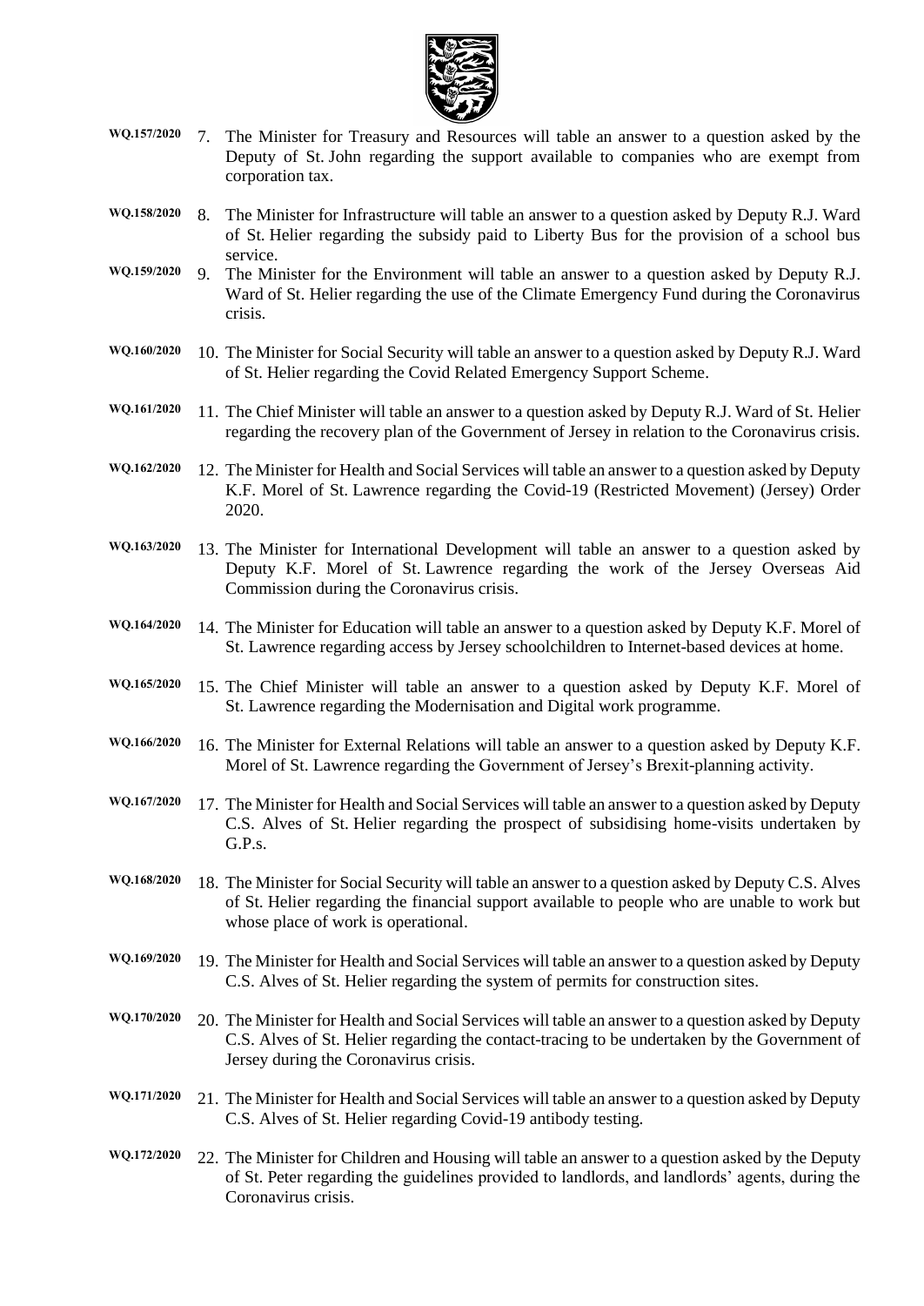WQ.157/2020 7. The Minister for Treasury and Resources will table an answer to a question asked by the Deputy of St. John regarding the support available to companies who are exempt from corporation tax.

WQ.158/2020 8. The Minister for Infrastructure will table an answer to a question asked by Deputy R.J. Ward of St. Helier regarding the subsidy paid to Liberty Bus for the provision of a school bus service.

WQ.159/2020 9. The Minister for the Environment will table an answer to a question asked by Deputy R.J. Ward of St. Helier regarding the use of the Climate Emergency Fund during the Coronavirus crisis.

WQ.160/2020 10. The Minister for Social Security will table an answer to a question asked by Deputy R.J. Ward of St. Helier regarding the Covid Related Emergency Support Scheme.

WQ.161/2020 11. The Chief Minister will table an answer to a question asked by Deputy R.J. Ward of St. Helier regarding the recovery plan of the Government of Jersey in relation to the Coronavirus crisis.

WQ.162/2020 12. The Minister for Health and Social Services will table an answer to a question asked by Deputy K.F. Morel of St. Lawrence regarding the Covid-19 (Restricted Movement) (Jersey) Order 2020.

WQ.163/2020 13. The Minister for International Development will table an answer to a question asked by Deputy K.F. Morel of St. Lawrence regarding the work of the Jersey Overseas Aid Commission during the Coronavirus crisis.

WQ.164/2020 14. The Minister for Education will table an answer to a question asked by Deputy K.F. Morel of St. Lawrence regarding access by Jersey schoolchildren to Internet-based devices at home.

WQ.165/2020 15. The Chief Minister will table an answer to a question asked by Deputy K.F. Morel of St. Lawrence regarding the Modernisation and Digital work programme.

WQ.166/2020 16. The Minister for External Relations will table an answer to a question asked by Deputy K.F. Morel of St. Lawrence regarding the Government of Jersey's Brexit-planning activity.

WQ.167/2020 17. The Minister for Health and Social Services will table an answer to a question asked by Deputy C.S. Alves of St. Helier regarding the prospect of subsidising home-visits undertaken by G.P.s.

WQ.168/2020 18. The Minister for Social Security will table an answer to a question asked by Deputy C.S. Alves of St. Helier regarding the financial support available to people who are unable to work but whose place of work is operational.

WQ.169/2020 19. The Minister for Health and Social Services will table an answer to a question asked by Deputy C.S. Alves of St. Helier regarding the system of permits for construction sites.

WQ.170/2020 20. The Minister for Health and Social Services will table an answer to a question asked by Deputy C.S. Alves of St. Helier regarding the contact-tracing to be undertaken by the Government of Jersey during the Coronavirus crisis.

WQ.171/2020 21. The Minister for Health and Social Services will table an answer to a question asked by Deputy C.S. Alves of St. Helier regarding Covid-19 antibody testing.

WQ.172/2020 22. The Minister for Children and Housing will table an answer to a question asked by the Deputy of St. Peter regarding the guidelines provided to landlords, and landlords' agents, during the Coronavirus crisis.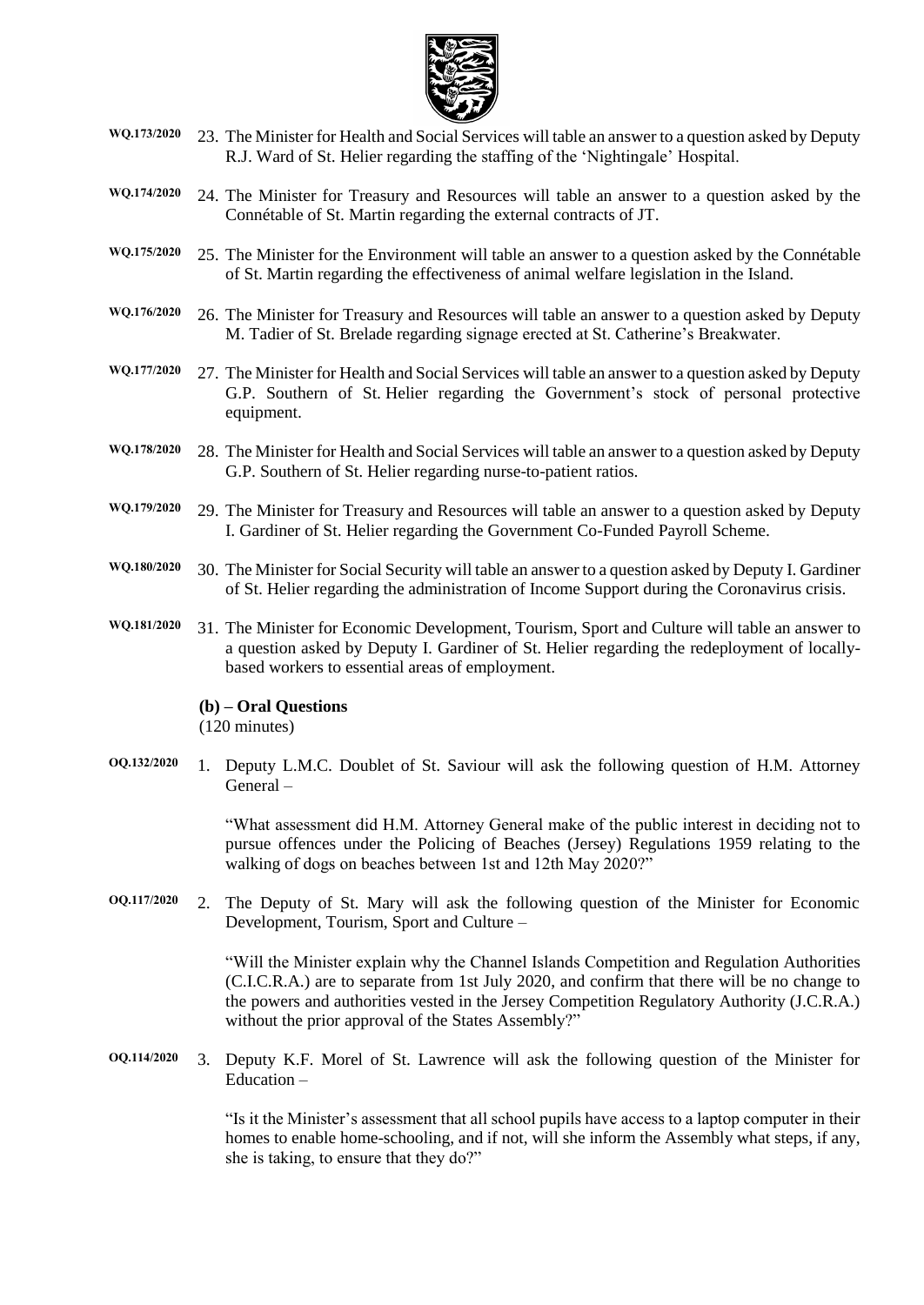**WQ.173/2020** 23. The Minister for Health and Social Services will table an answer to a question asked by Deputy R.J. Ward of St. Helier regarding the staffing of the 'Nightingale' Hospital.

**WQ.174/2020** 24. The Minister for Treasury and Resources will table an answer to a question asked by the Connétable of St. Martin regarding the external contracts of JT.

**WQ.175/2020** 25. The Minister for the Environment will table an answer to a question asked by the Connétable of St. Martin regarding the effectiveness of animal welfare legislation in the Island.

**WQ.176/2020** 26. The Minister for Treasury and Resources will table an answer to a question asked by Deputy M. Tadier of St. Brelade regarding signage erected at St. Catherine's Breakwater.

**WQ.177/2020** 27. The Minister for Health and Social Services will table an answer to a question asked by Deputy G.P. Southern of St. Helier regarding the Government's stock of personal protective equipment.

**WQ.178/2020** 28. The Minister for Health and Social Services will table an answer to a question asked by Deputy G.P. Southern of St. Helier regarding nurse-to-patient ratios.

**WQ.179/2020** 29. The Minister for Treasury and Resources will table an answer to a question asked by Deputy I. Gardiner of St. Helier regarding the Government Co-Funded Payroll Scheme.

**WQ.180/2020** 30. The Minister for Social Security will table an answer to a question asked by Deputy I. Gardiner of St. Helier regarding the administration of Income Support during the Coronavirus crisis.

**WQ.181/2020** 31. The Minister for Economic Development, Tourism, Sport and Culture will table an answer to a question asked by Deputy I. Gardiner of St. Helier regarding the redeployment of locally-based workers to essential areas of employment.

**(b) – Oral Questions**

(120 minutes)

**OQ.132/2020** 1. Deputy L.M.C. Doublet of St. Saviour will ask the following question of H.M. Attorney General –

"What assessment did H.M. Attorney General make of the public interest in deciding not to pursue offences under the Policing of Beaches (Jersey) Regulations 1959 relating to the walking of dogs on beaches between 1st and 12th May 2020?"

**OQ.117/2020** 2. The Deputy of St. Mary will ask the following question of the Minister for Economic Development, Tourism, Sport and Culture –

"Will the Minister explain why the Channel Islands Competition and Regulation Authorities (C.I.C.R.A.) are to separate from 1st July 2020, and confirm that there will be no change to the powers and authorities vested in the Jersey Competition Regulatory Authority (J.C.R.A.) without the prior approval of the States Assembly?"

**OQ.114/2020** 3. Deputy K.F. Morel of St. Lawrence will ask the following question of the Minister for Education –

"Is it the Minister's assessment that all school pupils have access to a laptop computer in their homes to enable home-schooling, and if not, will she inform the Assembly what steps, if any, she is taking, to ensure that they do?"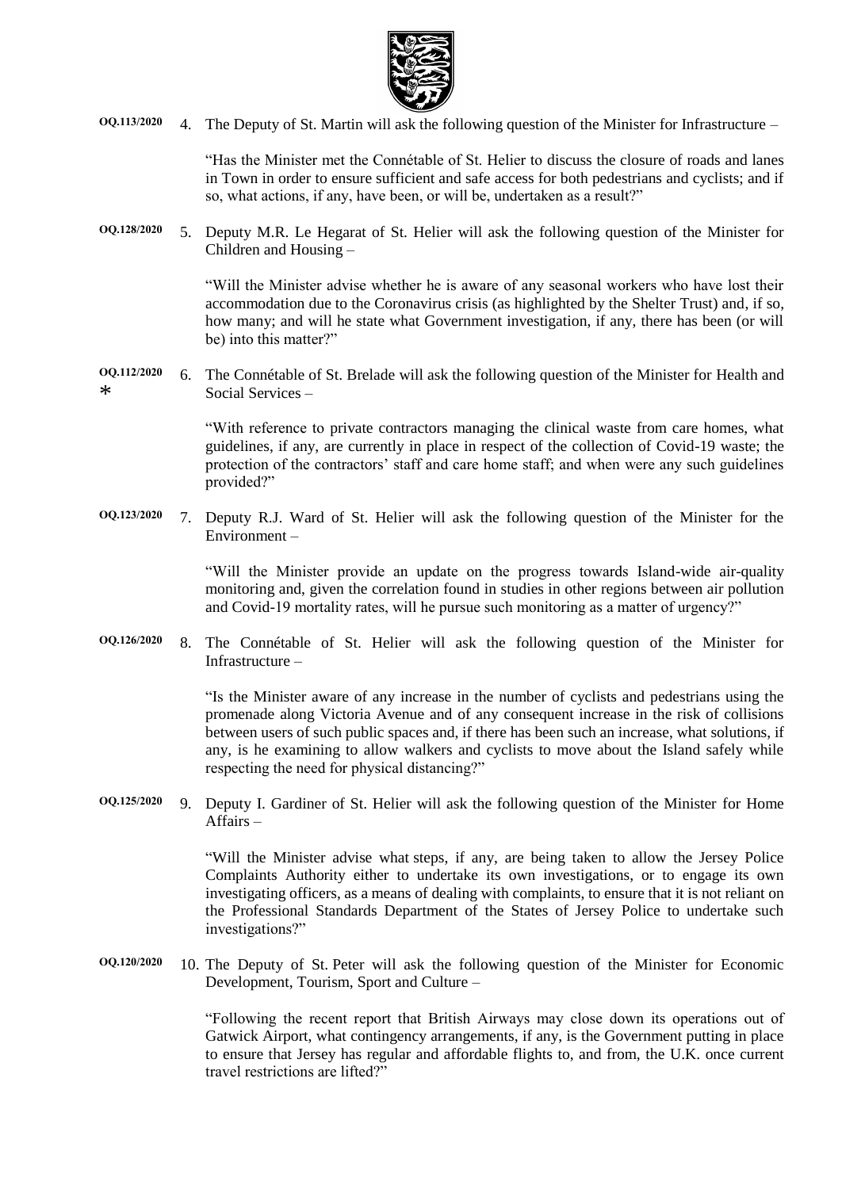**OQ.113/2020** 4. The Deputy of St. Martin will ask the following question of the Minister for Infrastructure –

"Has the Minister met the Connétable of St. Helier to discuss the closure of roads and lanes in Town in order to ensure sufficient and safe access for both pedestrians and cyclists; and if so, what actions, if any, have been, or will be, undertaken as a result?"

**OQ.128/2020** 5. Deputy M.R. Le Hegarat of St. Helier will ask the following question of the Minister for Children and Housing –

"Will the Minister advise whether he is aware of any seasonal workers who have lost their accommodation due to the Coronavirus crisis (as highlighted by the Shelter Trust) and, if so, how many; and will he state what Government investigation, if any, there has been (or will be) into this matter?"

**OQ.112/2020** * 6. The Connétable of St. Brelade will ask the following question of the Minister for Health and Social Services –

"With reference to private contractors managing the clinical waste from care homes, what guidelines, if any, are currently in place in respect of the collection of Covid-19 waste; the protection of the contractors' staff and care home staff; and when were any such guidelines provided?"

**OQ.123/2020** 7. Deputy R.J. Ward of St. Helier will ask the following question of the Minister for the Environment –

"Will the Minister provide an update on the progress towards Island-wide air-quality monitoring and, given the correlation found in studies in other regions between air pollution and Covid-19 mortality rates, will he pursue such monitoring as a matter of urgency?"

**OQ.126/2020** 8. The Connétable of St. Helier will ask the following question of the Minister for Infrastructure –

"Is the Minister aware of any increase in the number of cyclists and pedestrians using the promenade along Victoria Avenue and of any consequent increase in the risk of collisions between users of such public spaces and, if there has been such an increase, what solutions, if any, is he examining to allow walkers and cyclists to move about the Island safely while respecting the need for physical distancing?"

**OQ.125/2020** 9. Deputy I. Gardiner of St. Helier will ask the following question of the Minister for Home Affairs –

"Will the Minister advise what steps, if any, are being taken to allow the Jersey Police Complaints Authority either to undertake its own investigations, or to engage its own investigating officers, as a means of dealing with complaints, to ensure that it is not reliant on the Professional Standards Department of the States of Jersey Police to undertake such investigations?"

**OQ.120/2020** 10. The Deputy of St. Peter will ask the following question of the Minister for Economic Development, Tourism, Sport and Culture –

"Following the recent report that British Airways may close down its operations out of Gatwick Airport, what contingency arrangements, if any, is the Government putting in place to ensure that Jersey has regular and affordable flights to, and from, the U.K. once current travel restrictions are lifted?"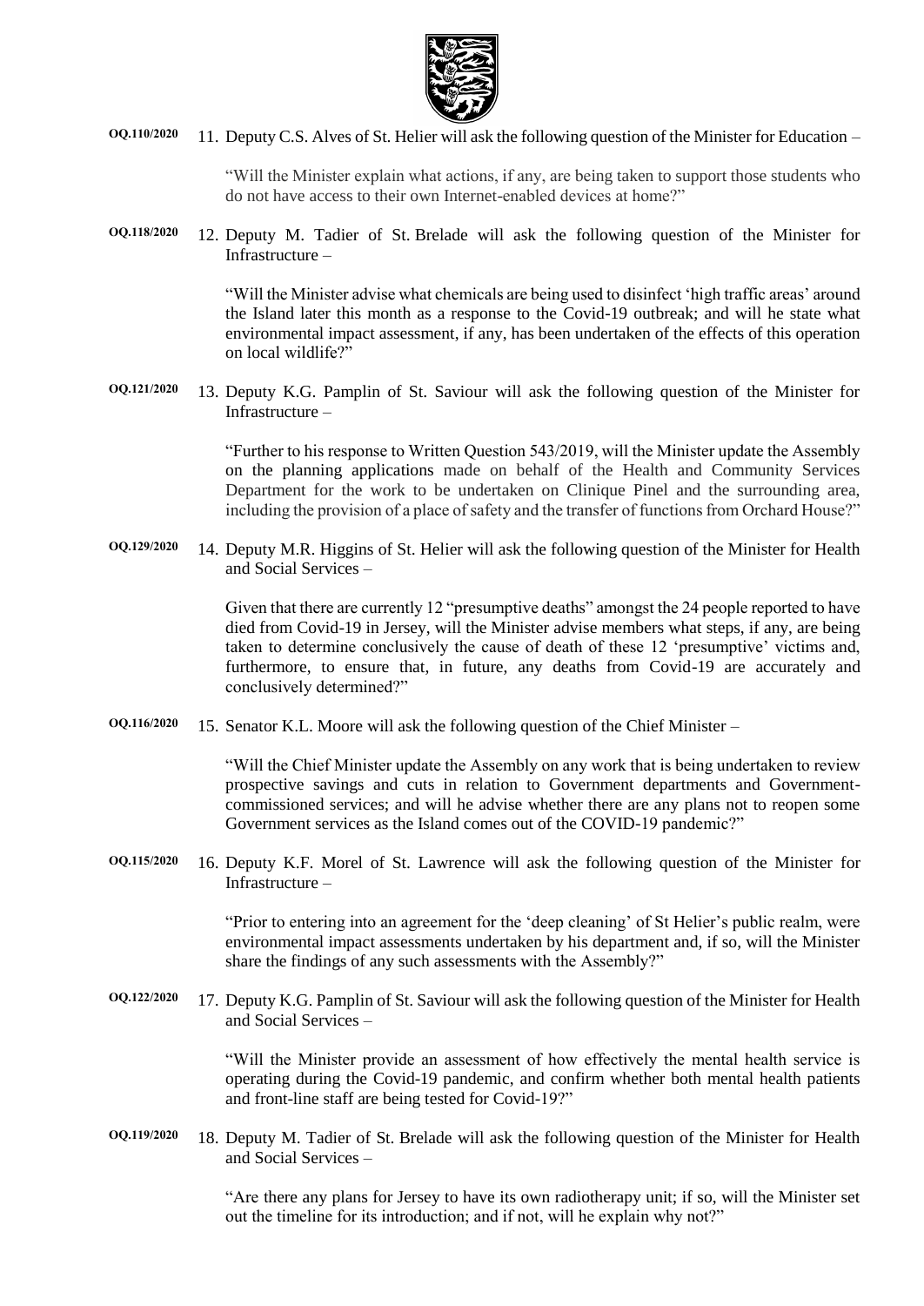**OQ.110/2020** 11. Deputy C.S. Alves of St. Helier will ask the following question of the Minister for Education –

"Will the Minister explain what actions, if any, are being taken to support those students who do not have access to their own Internet-enabled devices at home?"

**OQ.118/2020** 12. Deputy M. Tadier of St. Brelade will ask the following question of the Minister for Infrastructure –

"Will the Minister advise what chemicals are being used to disinfect 'high traffic areas' around the Island later this month as a response to the Covid-19 outbreak; and will he state what environmental impact assessment, if any, has been undertaken of the effects of this operation on local wildlife?"

**OQ.121/2020** 13. Deputy K.G. Pamplin of St. Saviour will ask the following question of the Minister for Infrastructure –

"Further to his response to Written Question 543/2019, will the Minister update the Assembly on the planning applications made on behalf of the Health and Community Services Department for the work to be undertaken on Clinique Pinel and the surrounding area, including the provision of a place of safety and the transfer of functions from Orchard House?"

**OQ.129/2020** 14. Deputy M.R. Higgins of St. Helier will ask the following question of the Minister for Health and Social Services –

Given that there are currently 12 "presumptive deaths" amongst the 24 people reported to have died from Covid-19 in Jersey, will the Minister advise members what steps, if any, are being taken to determine conclusively the cause of death of these 12 'presumptive' victims and, furthermore, to ensure that, in future, any deaths from Covid-19 are accurately and conclusively determined?"

**OQ.116/2020** 15. Senator K.L. Moore will ask the following question of the Chief Minister –

"Will the Chief Minister update the Assembly on any work that is being undertaken to review prospective savings and cuts in relation to Government departments and Government-commissioned services; and will he advise whether there are any plans not to reopen some Government services as the Island comes out of the COVID-19 pandemic?"

**OQ.115/2020** 16. Deputy K.F. Morel of St. Lawrence will ask the following question of the Minister for Infrastructure –

"Prior to entering into an agreement for the 'deep cleaning' of St Helier's public realm, were environmental impact assessments undertaken by his department and, if so, will the Minister share the findings of any such assessments with the Assembly?"

**OQ.122/2020** 17. Deputy K.G. Pamplin of St. Saviour will ask the following question of the Minister for Health and Social Services –

"Will the Minister provide an assessment of how effectively the mental health service is operating during the Covid-19 pandemic, and confirm whether both mental health patients and front-line staff are being tested for Covid-19?"

**OQ.119/2020** 18. Deputy M. Tadier of St. Brelade will ask the following question of the Minister for Health and Social Services –

"Are there any plans for Jersey to have its own radiotherapy unit; if so, will the Minister set out the timeline for its introduction; and if not, will he explain why not?"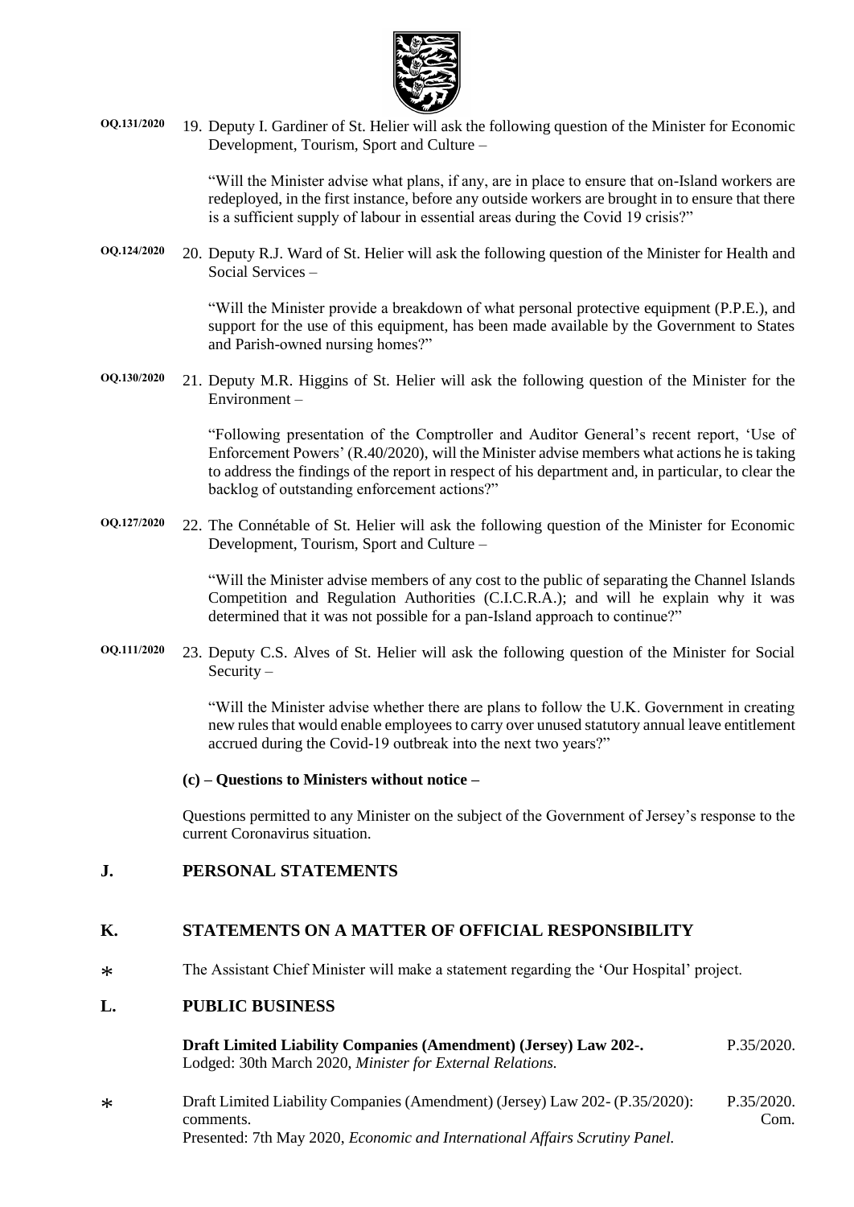OQ.131/2020 19. Deputy I. Gardiner of St. Helier will ask the following question of the Minister for Economic Development, Tourism, Sport and Culture –

"Will the Minister advise what plans, if any, are in place to ensure that on-Island workers are redeployed, in the first instance, before any outside workers are brought in to ensure that there is a sufficient supply of labour in essential areas during the Covid 19 crisis?"

OQ.124/2020 20. Deputy R.J. Ward of St. Helier will ask the following question of the Minister for Health and Social Services –

"Will the Minister provide a breakdown of what personal protective equipment (P.P.E.), and support for the use of this equipment, has been made available by the Government to States and Parish-owned nursing homes?"

OQ.130/2020 21. Deputy M.R. Higgins of St. Helier will ask the following question of the Minister for the Environment –

"Following presentation of the Comptroller and Auditor General's recent report, 'Use of Enforcement Powers' (R.40/2020), will the Minister advise members what actions he is taking to address the findings of the report in respect of his department and, in particular, to clear the backlog of outstanding enforcement actions?"

OQ.127/2020 22. The Connétable of St. Helier will ask the following question of the Minister for Economic Development, Tourism, Sport and Culture –

"Will the Minister advise members of any cost to the public of separating the Channel Islands Competition and Regulation Authorities (C.I.C.R.A.); and will he explain why it was determined that it was not possible for a pan-Island approach to continue?"

OQ.111/2020 23. Deputy C.S. Alves of St. Helier will ask the following question of the Minister for Social Security –

"Will the Minister advise whether there are plans to follow the U.K. Government in creating new rules that would enable employees to carry over unused statutory annual leave entitlement accrued during the Covid-19 outbreak into the next two years?"

**(c) – Questions to Ministers without notice –**

Questions permitted to any Minister on the subject of the Government of Jersey's response to the current Coronavirus situation.

## J. PERSONAL STATEMENTS

## K. STATEMENTS ON A MATTER OF OFFICIAL RESPONSIBILITY

* The Assistant Chief Minister will make a statement regarding the 'Our Hospital' project.

## L. PUBLIC BUSINESS

**Draft Limited Liability Companies (Amendment) (Jersey) Law 202-.** P.35/2020.
Lodged: 30th March 2020, *Minister for External Relations.*

* Draft Limited Liability Companies (Amendment) (Jersey) Law 202- (P.35/2020): comments. P.35/2020. Com.
Presented: 7th May 2020, *Economic and International Affairs Scrutiny Panel.*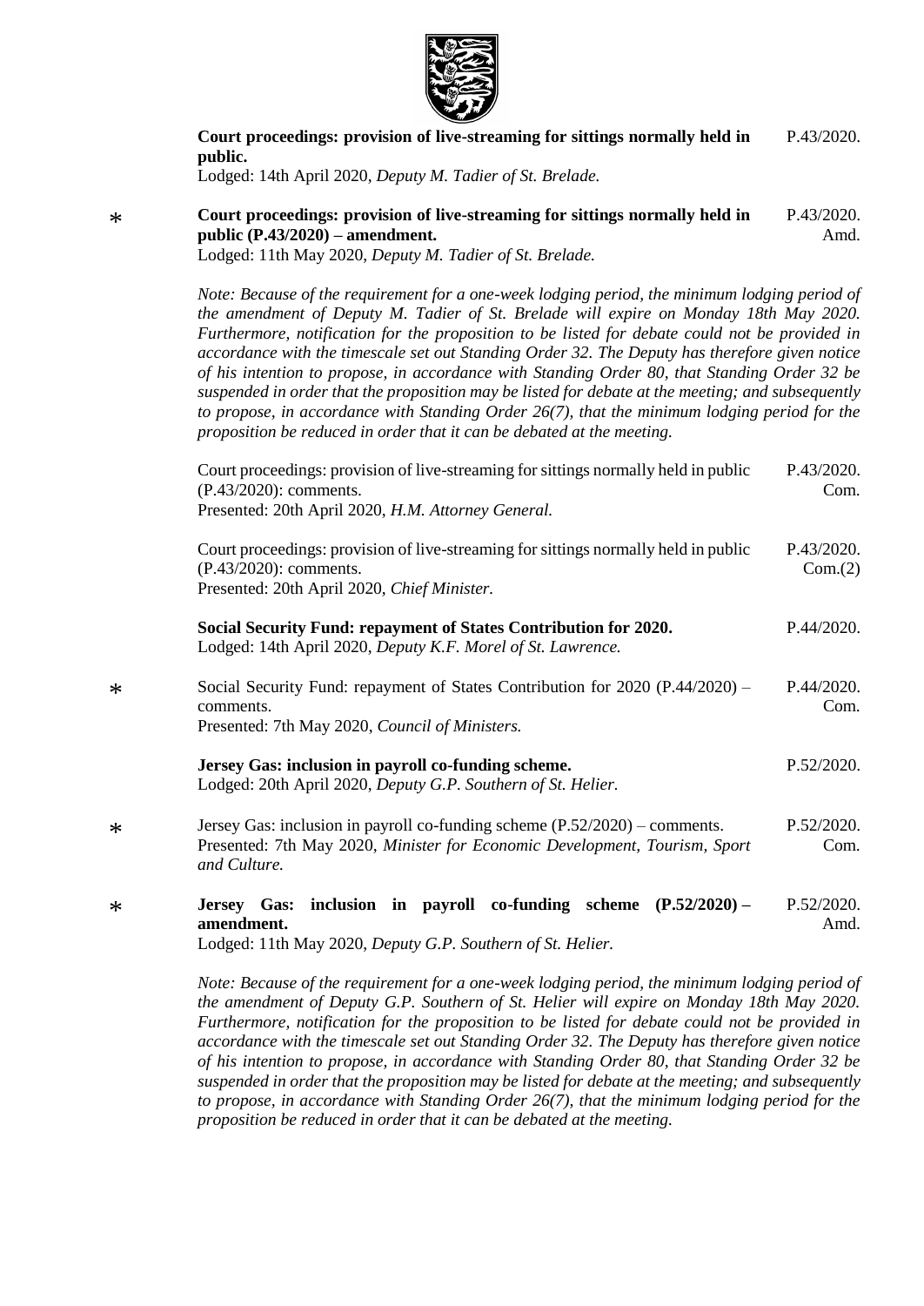**Court proceedings: provision of live-streaming for sittings normally held in public.** P.43/2020.
Lodged: 14th April 2020, *Deputy M. Tadier of St. Brelade.*

\* **Court proceedings: provision of live-streaming for sittings normally held in public (P.43/2020) – amendment.** P.43/2020. Amd.
Lodged: 11th May 2020, *Deputy M. Tadier of St. Brelade.*

*Note: Because of the requirement for a one-week lodging period, the minimum lodging period of the amendment of Deputy M. Tadier of St. Brelade will expire on Monday 18th May 2020. Furthermore, notification for the proposition to be listed for debate could not be provided in accordance with the timescale set out Standing Order 32. The Deputy has therefore given notice of his intention to propose, in accordance with Standing Order 80, that Standing Order 32 be suspended in order that the proposition may be listed for debate at the meeting; and subsequently to propose, in accordance with Standing Order 26(7), that the minimum lodging period for the proposition be reduced in order that it can be debated at the meeting.*

Court proceedings: provision of live-streaming for sittings normally held in public (P.43/2020): comments. P.43/2020. Com.
Presented: 20th April 2020, *H.M. Attorney General.*

Court proceedings: provision of live-streaming for sittings normally held in public (P.43/2020): comments. P.43/2020. Com.(2)
Presented: 20th April 2020, *Chief Minister.*

**Social Security Fund: repayment of States Contribution for 2020.** P.44/2020.
Lodged: 14th April 2020, *Deputy K.F. Morel of St. Lawrence.*

\* Social Security Fund: repayment of States Contribution for 2020 (P.44/2020) – comments. P.44/2020. Com.
Presented: 7th May 2020, *Council of Ministers.*

**Jersey Gas: inclusion in payroll co-funding scheme.** P.52/2020.
Lodged: 20th April 2020, *Deputy G.P. Southern of St. Helier.*

\* Jersey Gas: inclusion in payroll co-funding scheme (P.52/2020) – comments. P.52/2020. Com.
Presented: 7th May 2020, *Minister for Economic Development, Tourism, Sport and Culture.*

\* **Jersey Gas: inclusion in payroll co-funding scheme (P.52/2020) – amendment.** P.52/2020. Amd.
Lodged: 11th May 2020, *Deputy G.P. Southern of St. Helier.*

*Note: Because of the requirement for a one-week lodging period, the minimum lodging period of the amendment of Deputy G.P. Southern of St. Helier will expire on Monday 18th May 2020. Furthermore, notification for the proposition to be listed for debate could not be provided in accordance with the timescale set out Standing Order 32. The Deputy has therefore given notice of his intention to propose, in accordance with Standing Order 80, that Standing Order 32 be suspended in order that the proposition may be listed for debate at the meeting; and subsequently to propose, in accordance with Standing Order 26(7), that the minimum lodging period for the proposition be reduced in order that it can be debated at the meeting.*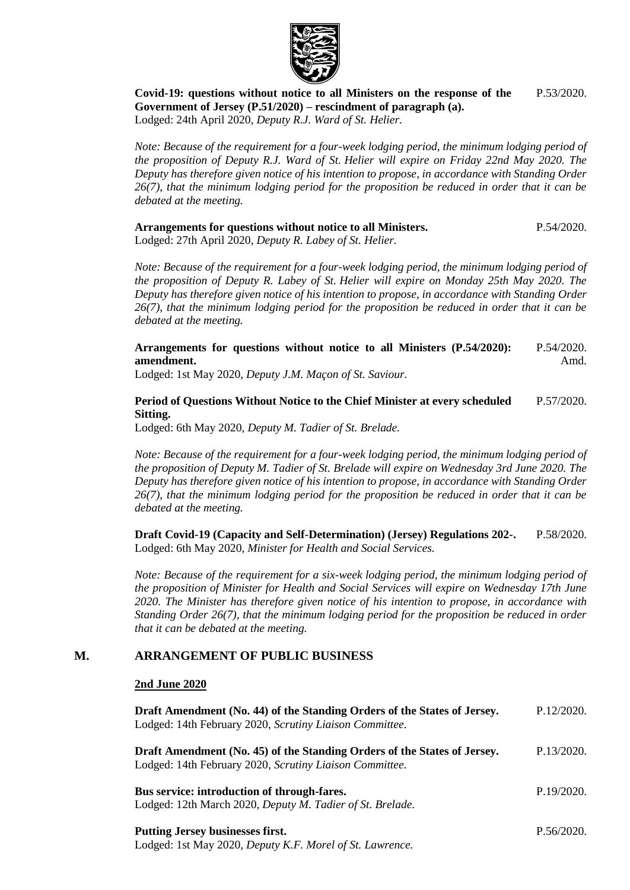**Covid-19: questions without notice to all Ministers on the response of the Government of Jersey (P.51/2020) – rescindment of paragraph (a).** P.53/2020.
Lodged: 24th April 2020, *Deputy R.J. Ward of St. Helier.*

*Note: Because of the requirement for a four-week lodging period, the minimum lodging period of the proposition of Deputy R.J. Ward of St. Helier will expire on Friday 22nd May 2020. The Deputy has therefore given notice of his intention to propose, in accordance with Standing Order 26(7), that the minimum lodging period for the proposition be reduced in order that it can be debated at the meeting.*

**Arrangements for questions without notice to all Ministers.** P.54/2020.
Lodged: 27th April 2020, *Deputy R. Labey of St. Helier.*

*Note: Because of the requirement for a four-week lodging period, the minimum lodging period of the proposition of Deputy R. Labey of St. Helier will expire on Monday 25th May 2020. The Deputy has therefore given notice of his intention to propose, in accordance with Standing Order 26(7), that the minimum lodging period for the proposition be reduced in order that it can be debated at the meeting.*

**Arrangements for questions without notice to all Ministers (P.54/2020): amendment.** P.54/2020. Amd.
Lodged: 1st May 2020, *Deputy J.M. Maçon of St. Saviour.*

**Period of Questions Without Notice to the Chief Minister at every scheduled Sitting.** P.57/2020.
Lodged: 6th May 2020, *Deputy M. Tadier of St. Brelade.*

*Note: Because of the requirement for a four-week lodging period, the minimum lodging period of the proposition of Deputy M. Tadier of St. Brelade will expire on Wednesday 3rd June 2020. The Deputy has therefore given notice of his intention to propose, in accordance with Standing Order 26(7), that the minimum lodging period for the proposition be reduced in order that it can be debated at the meeting.*

**Draft Covid-19 (Capacity and Self-Determination) (Jersey) Regulations 202-.** P.58/2020.
Lodged: 6th May 2020, *Minister for Health and Social Services.*

*Note: Because of the requirement for a six-week lodging period, the minimum lodging period of the proposition of Minister for Health and Social Services will expire on Wednesday 17th June 2020. The Minister has therefore given notice of his intention to propose, in accordance with Standing Order 26(7), that the minimum lodging period for the proposition be reduced in order that it can be debated at the meeting.*

## M. ARRANGEMENT OF PUBLIC BUSINESS

**2nd June 2020**

**Draft Amendment (No. 44) of the Standing Orders of the States of Jersey.** P.12/2020.
Lodged: 14th February 2020, *Scrutiny Liaison Committee.*

**Draft Amendment (No. 45) of the Standing Orders of the States of Jersey.** P.13/2020.
Lodged: 14th February 2020, *Scrutiny Liaison Committee.*

**Bus service: introduction of through-fares.** P.19/2020.
Lodged: 12th March 2020, *Deputy M. Tadier of St. Brelade.*

**Putting Jersey businesses first.** P.56/2020.
Lodged: 1st May 2020, *Deputy K.F. Morel of St. Lawrence.*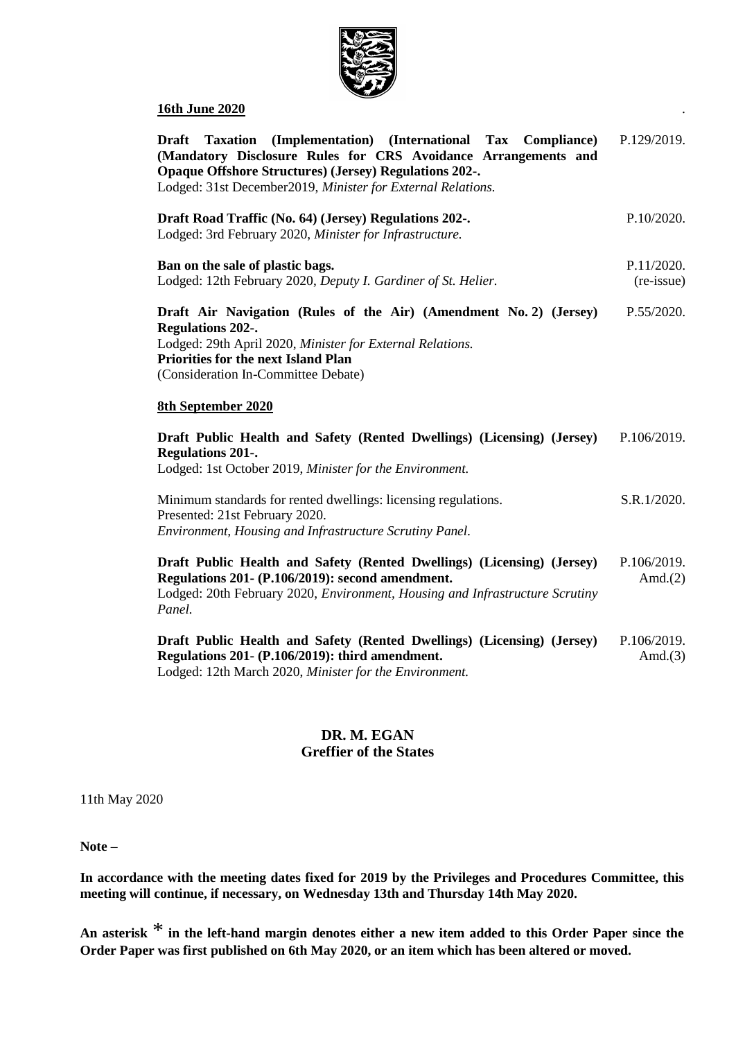**16th June 2020**

**Draft Taxation (Implementation) (International Tax Compliance) (Mandatory Disclosure Rules for CRS Avoidance Arrangements and Opaque Offshore Structures) (Jersey) Regulations 202-.** P.129/2019.
Lodged: 31st December2019, *Minister for External Relations.*

**Draft Road Traffic (No. 64) (Jersey) Regulations 202-.** P.10/2020.
Lodged: 3rd February 2020, *Minister for Infrastructure.*

**Ban on the sale of plastic bags.** P.11/2020. (re-issue)
Lodged: 12th February 2020, *Deputy I. Gardiner of St. Helier.*

**Draft Air Navigation (Rules of the Air) (Amendment No. 2) (Jersey) Regulations 202-.** P.55/2020.
Lodged: 29th April 2020, *Minister for External Relations.*
**Priorities for the next Island Plan**
(Consideration In-Committee Debate)

**8th September 2020**

**Draft Public Health and Safety (Rented Dwellings) (Licensing) (Jersey) Regulations 201-.** P.106/2019.
Lodged: 1st October 2019, *Minister for the Environment.*

Minimum standards for rented dwellings: licensing regulations. S.R.1/2020.
Presented: 21st February 2020.
*Environment, Housing and Infrastructure Scrutiny Panel.*

**Draft Public Health and Safety (Rented Dwellings) (Licensing) (Jersey) Regulations 201- (P.106/2019): second amendment.** P.106/2019. Amd.(2)
Lodged: 20th February 2020, *Environment, Housing and Infrastructure Scrutiny Panel.*

**Draft Public Health and Safety (Rented Dwellings) (Licensing) (Jersey) Regulations 201- (P.106/2019): third amendment.** P.106/2019. Amd.(3)
Lodged: 12th March 2020, *Minister for the Environment.*

**DR. M. EGAN**
**Greffier of the States**

11th May 2020

**Note –**

**In accordance with the meeting dates fixed for 2019 by the Privileges and Procedures Committee, this meeting will continue, if necessary, on Wednesday 13th and Thursday 14th May 2020.**

**An asterisk * in the left-hand margin denotes either a new item added to this Order Paper since the Order Paper was first published on 6th May 2020, or an item which has been altered or moved.**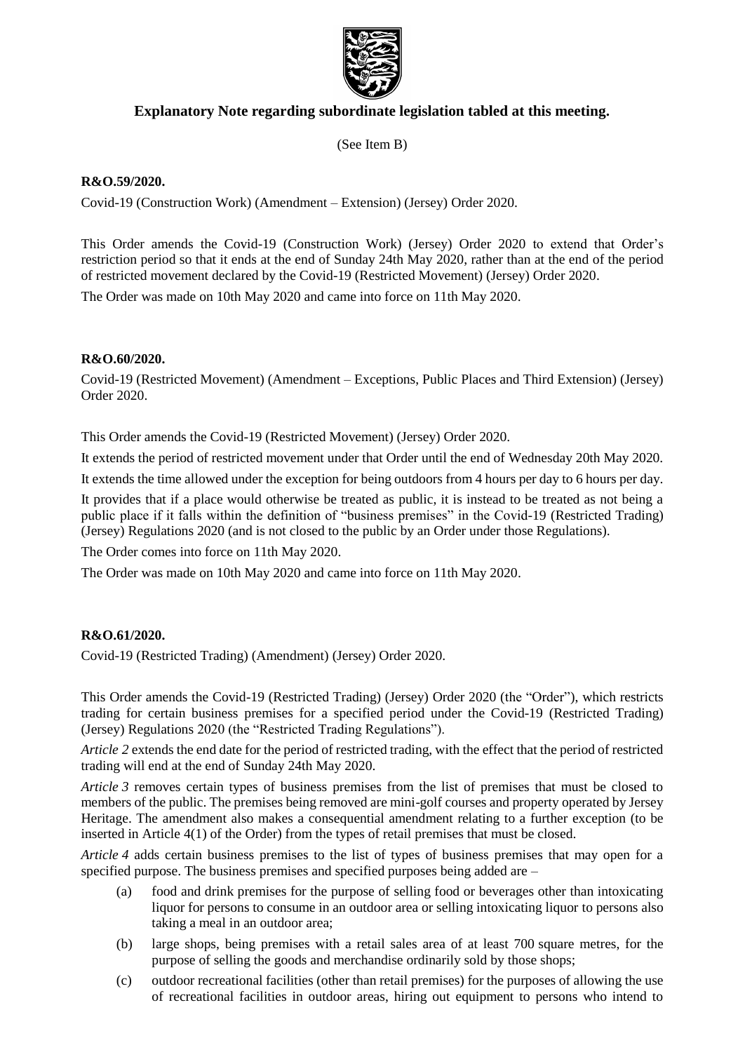## Explanatory Note regarding subordinate legislation tabled at this meeting.

(See Item B)

**R&O.59/2020.**

Covid-19 (Construction Work) (Amendment – Extension) (Jersey) Order 2020.

This Order amends the Covid-19 (Construction Work) (Jersey) Order 2020 to extend that Order's restriction period so that it ends at the end of Sunday 24th May 2020, rather than at the end of the period of restricted movement declared by the Covid-19 (Restricted Movement) (Jersey) Order 2020.

The Order was made on 10th May 2020 and came into force on 11th May 2020.

**R&O.60/2020.**

Covid-19 (Restricted Movement) (Amendment – Exceptions, Public Places and Third Extension) (Jersey) Order 2020.

This Order amends the Covid-19 (Restricted Movement) (Jersey) Order 2020.

It extends the period of restricted movement under that Order until the end of Wednesday 20th May 2020.

It extends the time allowed under the exception for being outdoors from 4 hours per day to 6 hours per day.

It provides that if a place would otherwise be treated as public, it is instead to be treated as not being a public place if it falls within the definition of "business premises" in the Covid-19 (Restricted Trading) (Jersey) Regulations 2020 (and is not closed to the public by an Order under those Regulations).

The Order comes into force on 11th May 2020.

The Order was made on 10th May 2020 and came into force on 11th May 2020.

**R&O.61/2020.**

Covid-19 (Restricted Trading) (Amendment) (Jersey) Order 2020.

This Order amends the Covid-19 (Restricted Trading) (Jersey) Order 2020 (the "Order"), which restricts trading for certain business premises for a specified period under the Covid-19 (Restricted Trading) (Jersey) Regulations 2020 (the "Restricted Trading Regulations").

*Article 2* extends the end date for the period of restricted trading, with the effect that the period of restricted trading will end at the end of Sunday 24th May 2020.

*Article 3* removes certain types of business premises from the list of premises that must be closed to members of the public. The premises being removed are mini-golf courses and property operated by Jersey Heritage. The amendment also makes a consequential amendment relating to a further exception (to be inserted in Article 4(1) of the Order) from the types of retail premises that must be closed.

*Article 4* adds certain business premises to the list of types of business premises that may open for a specified purpose. The business premises and specified purposes being added are –

- (a) food and drink premises for the purpose of selling food or beverages other than intoxicating liquor for persons to consume in an outdoor area or selling intoxicating liquor to persons also taking a meal in an outdoor area;
- (b) large shops, being premises with a retail sales area of at least 700 square metres, for the purpose of selling the goods and merchandise ordinarily sold by those shops;
- (c) outdoor recreational facilities (other than retail premises) for the purposes of allowing the use of recreational facilities in outdoor areas, hiring out equipment to persons who intend to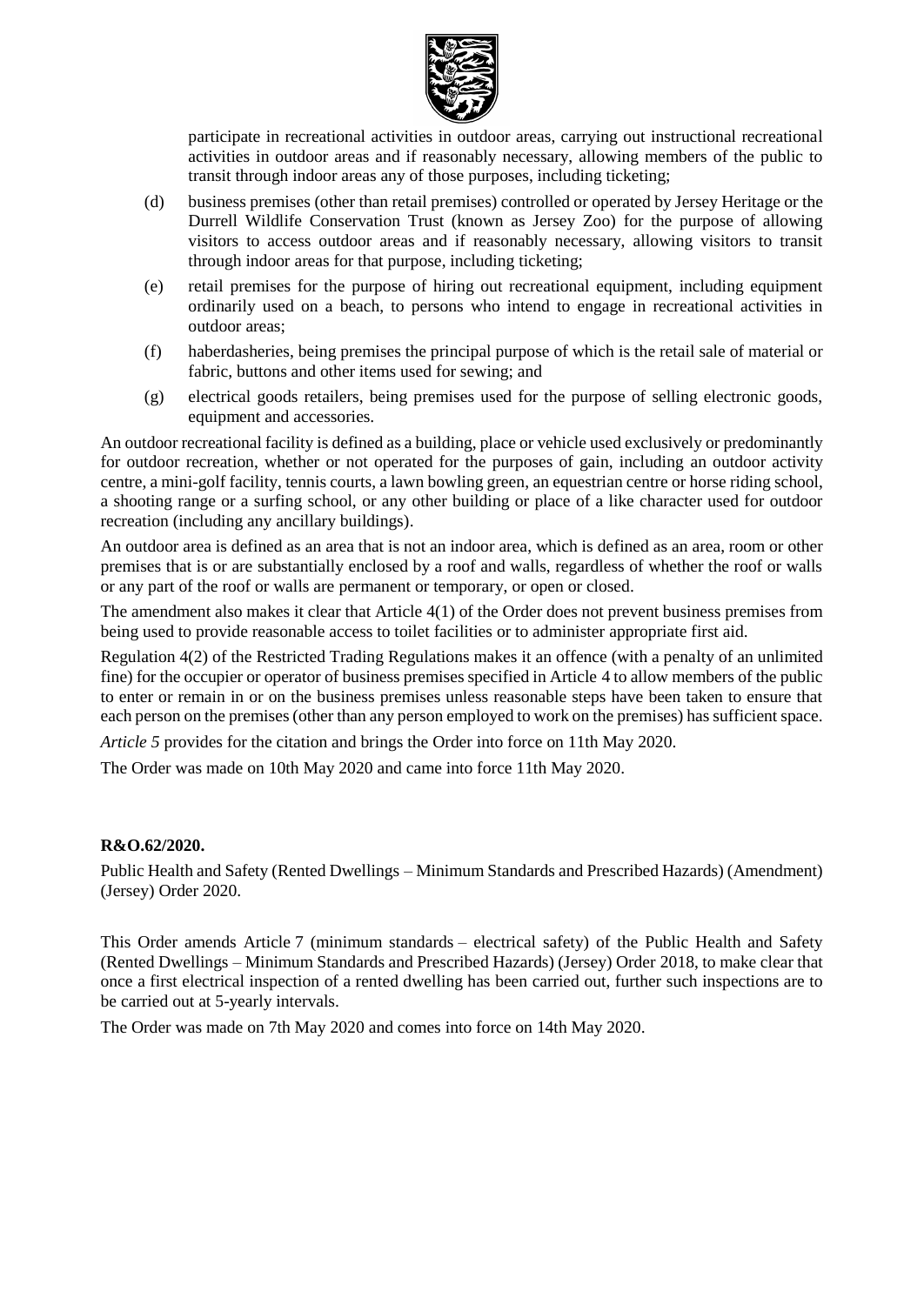participate in recreational activities in outdoor areas, carrying out instructional recreational activities in outdoor areas and if reasonably necessary, allowing members of the public to transit through indoor areas any of those purposes, including ticketing;

(d) business premises (other than retail premises) controlled or operated by Jersey Heritage or the Durrell Wildlife Conservation Trust (known as Jersey Zoo) for the purpose of allowing visitors to access outdoor areas and if reasonably necessary, allowing visitors to transit through indoor areas for that purpose, including ticketing;

(e) retail premises for the purpose of hiring out recreational equipment, including equipment ordinarily used on a beach, to persons who intend to engage in recreational activities in outdoor areas;

(f) haberdasheries, being premises the principal purpose of which is the retail sale of material or fabric, buttons and other items used for sewing; and

(g) electrical goods retailers, being premises used for the purpose of selling electronic goods, equipment and accessories.

An outdoor recreational facility is defined as a building, place or vehicle used exclusively or predominantly for outdoor recreation, whether or not operated for the purposes of gain, including an outdoor activity centre, a mini-golf facility, tennis courts, a lawn bowling green, an equestrian centre or horse riding school, a shooting range or a surfing school, or any other building or place of a like character used for outdoor recreation (including any ancillary buildings).

An outdoor area is defined as an area that is not an indoor area, which is defined as an area, room or other premises that is or are substantially enclosed by a roof and walls, regardless of whether the roof or walls or any part of the roof or walls are permanent or temporary, or open or closed.

The amendment also makes it clear that Article 4(1) of the Order does not prevent business premises from being used to provide reasonable access to toilet facilities or to administer appropriate first aid.

Regulation 4(2) of the Restricted Trading Regulations makes it an offence (with a penalty of an unlimited fine) for the occupier or operator of business premises specified in Article 4 to allow members of the public to enter or remain in or on the business premises unless reasonable steps have been taken to ensure that each person on the premises (other than any person employed to work on the premises) has sufficient space.

*Article 5* provides for the citation and brings the Order into force on 11th May 2020.

The Order was made on 10th May 2020 and came into force 11th May 2020.

**R&O.62/2020.**

Public Health and Safety (Rented Dwellings – Minimum Standards and Prescribed Hazards) (Amendment) (Jersey) Order 2020.

This Order amends Article 7 (minimum standards – electrical safety) of the Public Health and Safety (Rented Dwellings – Minimum Standards and Prescribed Hazards) (Jersey) Order 2018, to make clear that once a first electrical inspection of a rented dwelling has been carried out, further such inspections are to be carried out at 5-yearly intervals.

The Order was made on 7th May 2020 and comes into force on 14th May 2020.